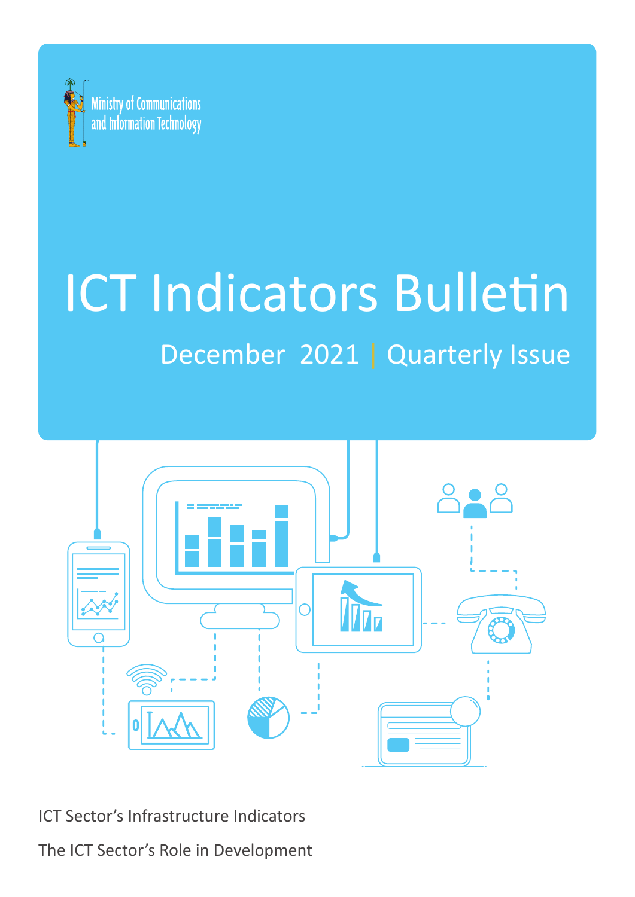Ministry of Communications and Information Technology

# ICT Indicators Bulletin

## December 2021 | Quarterly Issue

ICT Sector's Infrastructure Indicators

The ICT Sector's Role in Development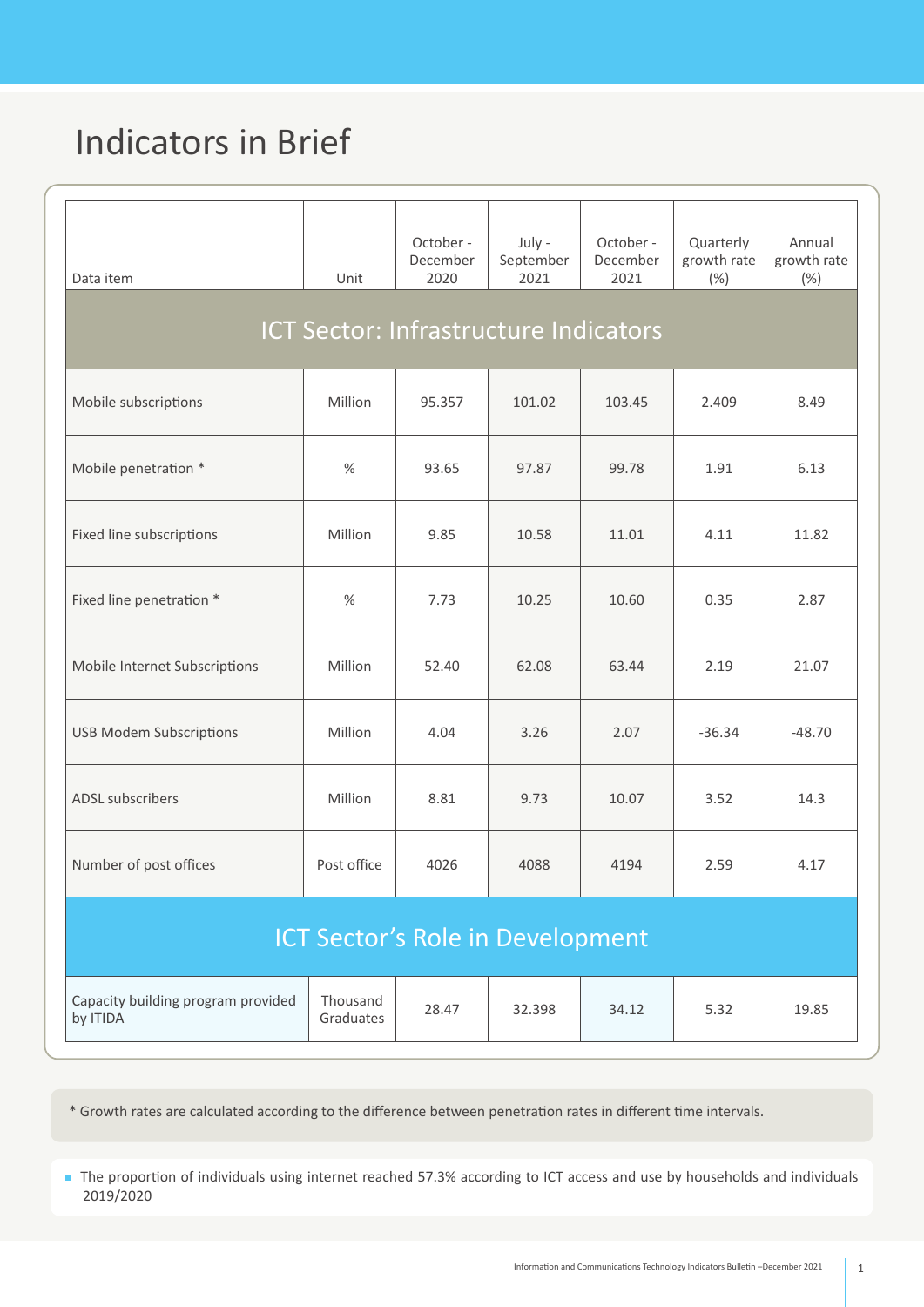# Indicators in Brief

| Data item | Unit | October - December 2020 | July - September 2021 | October - December 2021 | Quarterly growth rate (%) | Annual growth rate (%) |
|---|---|---|---|---|---|---|
| **ICT Sector: Infrastructure Indicators** | | | | | | |
| Mobile subscriptions | Million | 95.357 | 101.02 | 103.45 | 2.409 | 8.49 |
| Mobile penetration * | % | 93.65 | 97.87 | 99.78 | 1.91 | 6.13 |
| Fixed line subscriptions | Million | 9.85 | 10.58 | 11.01 | 4.11 | 11.82 |
| Fixed line penetration * | % | 7.73 | 10.25 | 10.60 | 0.35 | 2.87 |
| Mobile Internet Subscriptions | Million | 52.40 | 62.08 | 63.44 | 2.19 | 21.07 |
| USB Modem Subscriptions | Million | 4.04 | 3.26 | 2.07 | -36.34 | -48.70 |
| ADSL subscribers | Million | 8.81 | 9.73 | 10.07 | 3.52 | 14.3 |
| Number of post offices | Post office | 4026 | 4088 | 4194 | 2.59 | 4.17 |
| **ICT Sector's Role in Development** | | | | | | |
| Capacity building program provided by ITIDA | Thousand Graduates | 28.47 | 32.398 | 34.12 | 5.32 | 19.85 |

* Growth rates are calculated according to the difference between penetration rates in different time intervals.

- The proportion of individuals using internet reached 57.3% according to ICT access and use by households and individuals 2019/2020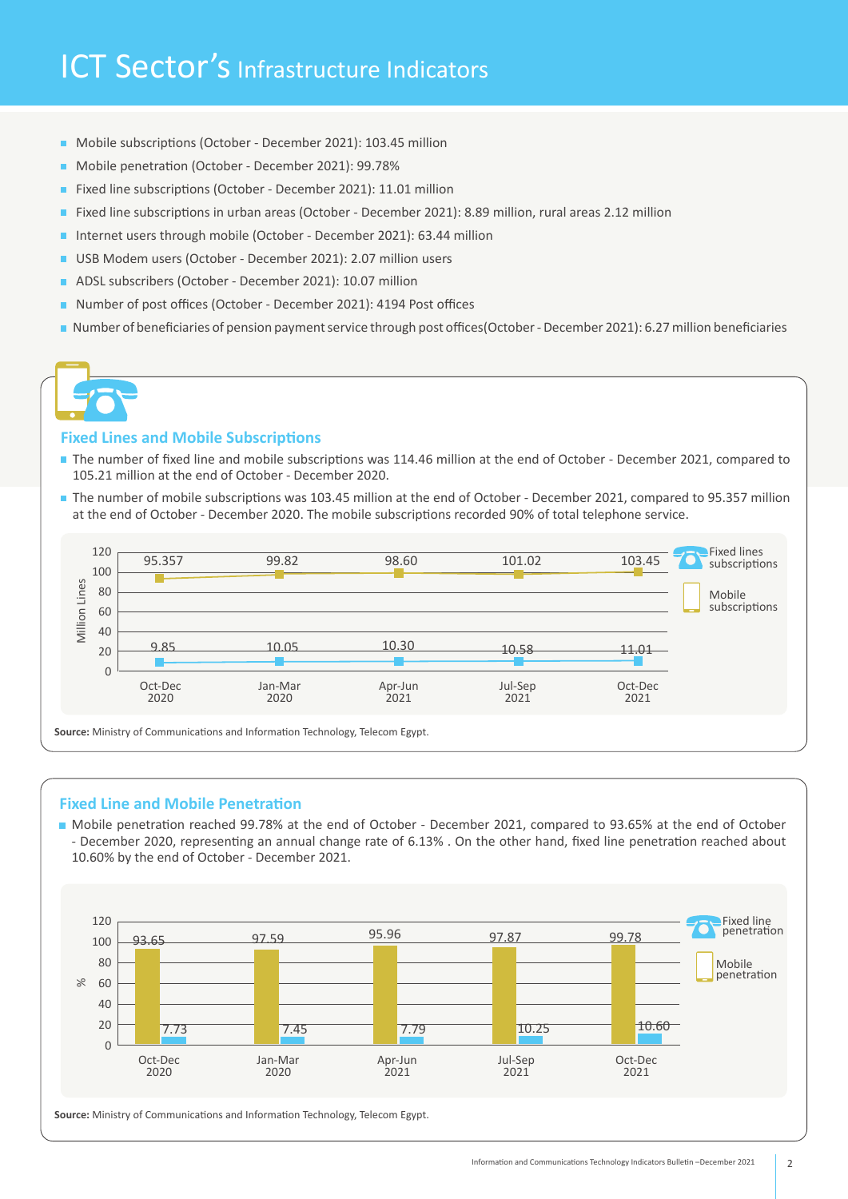# ICT Sector's Infrastructure Indicators

- Mobile subscriptions (October - December 2021): 103.45 million
- Mobile penetration (October - December 2021): 99.78%
- Fixed line subscriptions (October - December 2021): 11.01 million
- Fixed line subscriptions in urban areas (October - December 2021): 8.89 million, rural areas 2.12 million
- Internet users through mobile (October - December 2021): 63.44 million
- USB Modem users (October - December 2021): 2.07 million users
- ADSL subscribers (October - December 2021): 10.07 million
- Number of post offices (October - December 2021): 4194 Post offices
- Number of beneficiaries of pension payment service through post offices(October - December 2021): 6.27 million beneficiaries

## Fixed Lines and Mobile Subscriptions

- The number of fixed line and mobile subscriptions was 114.46 million at the end of October - December 2021, compared to 105.21 million at the end of October - December 2020.
- The number of mobile subscriptions was 103.45 million at the end of October - December 2021, compared to 95.357 million at the end of October - December 2020. The mobile subscriptions recorded 90% of total telephone service.

| Million Lines | Oct-Dec 2020 | Jan-Mar 2020 | Apr-Jun 2021 | Jul-Sep 2021 | Oct-Dec 2021 |
|---|---|---|---|---|---|
| Mobile subscriptions | 95.357 | 99.82 | 98.60 | 101.02 | 103.45 |
| Fixed lines subscriptions | 9.85 | 10.05 | 10.30 | 10.58 | 11.01 |

**Source:** Ministry of Communications and Information Technology, Telecom Egypt.

## Fixed Line and Mobile Penetration

- Mobile penetration reached 99.78% at the end of October - December 2021, compared to 93.65% at the end of October - December 2020, representing an annual change rate of 6.13% . On the other hand, fixed line penetration reached about 10.60% by the end of October - December 2021.

| % | Oct-Dec 2020 | Jan-Mar 2020 | Apr-Jun 2021 | Jul-Sep 2021 | Oct-Dec 2021 |
|---|---|---|---|---|---|
| Mobile penetration | 93.65 | 97.59 | 95.96 | 97.87 | 99.78 |
| Fixed line penetration | 7.73 | 7.45 | 7.79 | 10.25 | 10.60 |

**Source:** Ministry of Communications and Information Technology, Telecom Egypt.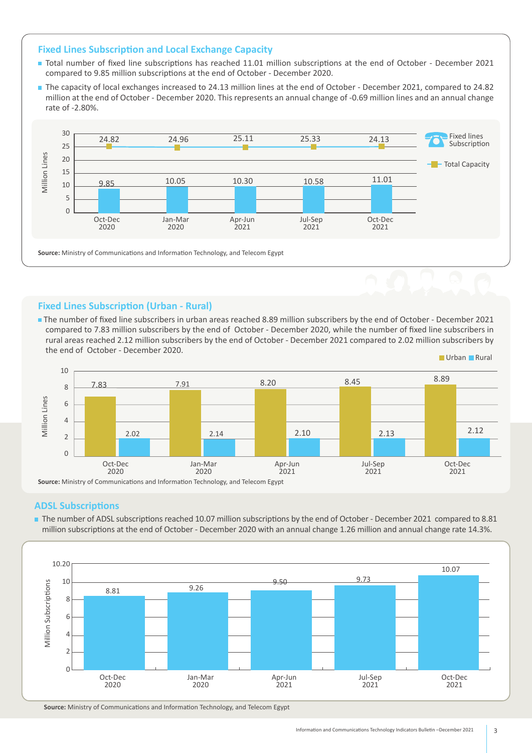## Fixed Lines Subscription and Local Exchange Capacity

- Total number of fixed line subscriptions has reached 11.01 million subscriptions at the end of October - December 2021 compared to 9.85 million subscriptions at the end of October - December 2020.
- The capacity of local exchanges increased to 24.13 million lines at the end of October - December 2021, compared to 24.82 million at the end of October - December 2020. This represents an annual change of -0.69 million lines and an annual change rate of -2.80%.

| Million Lines | Oct-Dec 2020 | Jan-Mar 2020 | Apr-Jun 2021 | Jul-Sep 2021 | Oct-Dec 2021 |
|---|---|---|---|---|---|
| Fixed lines Subscription | 9.85 | 10.05 | 10.30 | 10.58 | 11.01 |
| Total Capacity | 24.82 | 24.96 | 25.11 | 25.33 | 24.13 |

**Source:** Ministry of Communications and Information Technology, and Telecom Egypt

## Fixed Lines Subscription (Urban - Rural)

- The number of fixed line subscribers in urban areas reached 8.89 million subscribers by the end of October - December 2021 compared to 7.83 million subscribers by the end of October - December 2020, while the number of fixed line subscribers in rural areas reached 2.12 million subscribers by the end of October - December 2021 compared to 2.02 million subscribers by the end of October - December 2020.

| Million Lines | Oct-Dec 2020 | Jan-Mar 2020 | Apr-Jun 2021 | Jul-Sep 2021 | Oct-Dec 2021 |
|---|---|---|---|---|---|
| Urban | 7.83 | 7.91 | 8.20 | 8.45 | 8.89 |
| Rural | 2.02 | 2.14 | 2.10 | 2.13 | 2.12 |

**Source:** Ministry of Communications and Information Technology, and Telecom Egypt

## ADSL Subscriptions

- The number of ADSL subscriptions reached 10.07 million subscriptions by the end of October - December 2021 compared to 8.81 million subscriptions at the end of October - December 2020 with an annual change 1.26 million and annual change rate 14.3%.

| Million Subscriptions | Oct-Dec 2020 | Jan-Mar 2020 | Apr-Jun 2021 | Jul-Sep 2021 | Oct-Dec 2021 |
|---|---|---|---|---|---|
| ADSL Subscriptions | 8.81 | 9.26 | 9.50 | 9.73 | 10.07 |

**Source:** Ministry of Communications and Information Technology, and Telecom Egypt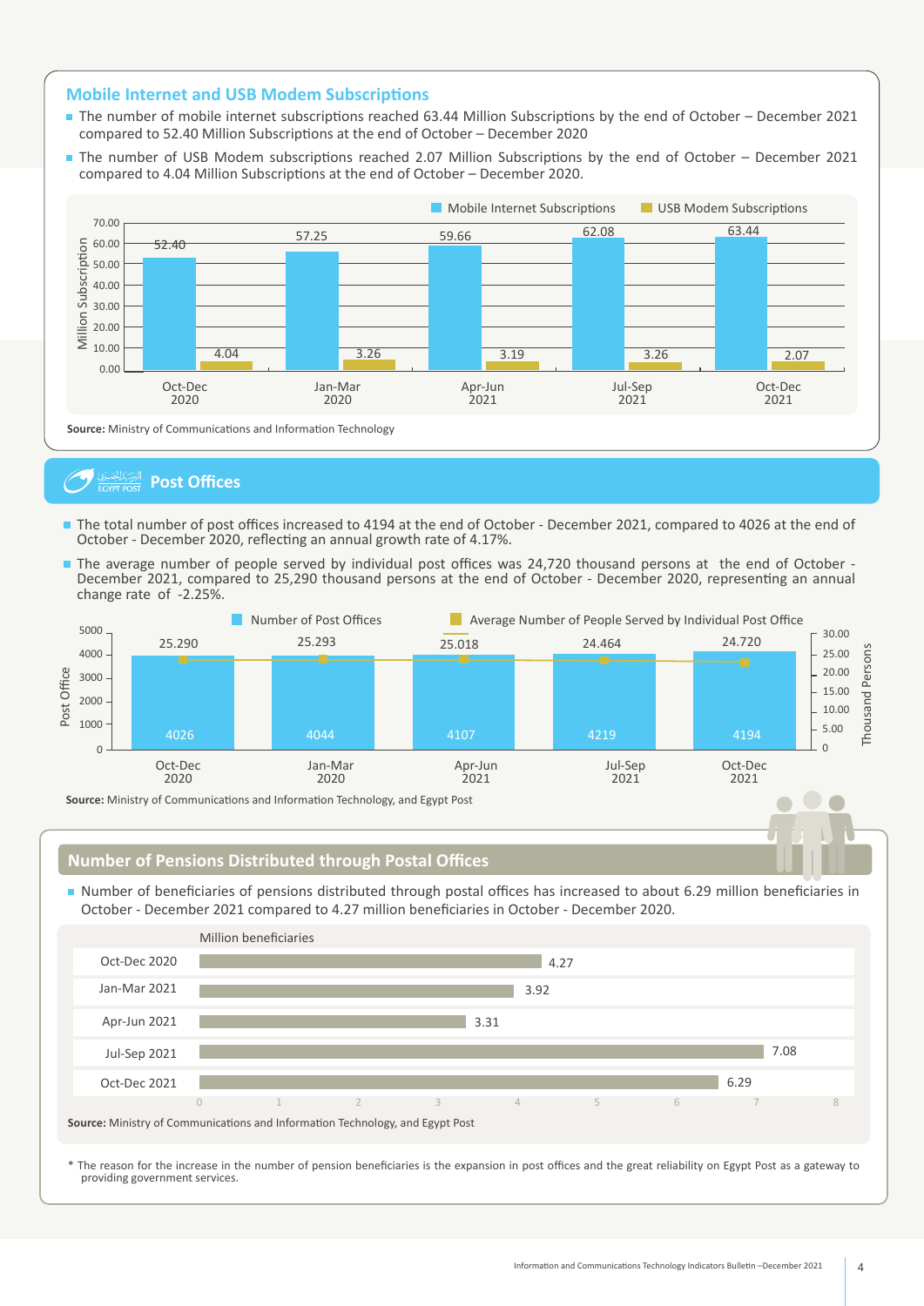## Mobile Internet and USB Modem Subscriptions

- The number of mobile internet subscriptions reached 63.44 Million Subscriptions by the end of October – December 2021 compared to 52.40 Million Subscriptions at the end of October – December 2020
- The number of USB Modem subscriptions reached 2.07 Million Subscriptions by the end of October – December 2021 compared to 4.04 Million Subscriptions at the end of October – December 2020.

| Period | Mobile Internet Subscriptions (Million) | USB Modem Subscriptions (Million) |
|---|---|---|
| Oct-Dec 2020 | 52.40 | 4.04 |
| Jan-Mar 2020 | 57.25 | 3.26 |
| Apr-Jun 2021 | 59.66 | 3.19 |
| Jul-Sep 2021 | 62.08 | 3.26 |
| Oct-Dec 2021 | 63.44 | 2.07 |

**Source:** Ministry of Communications and Information Technology

## Post Offices

- The total number of post offices increased to 4194 at the end of October - December 2021, compared to 4026 at the end of October - December 2020, reflecting an annual growth rate of 4.17%.
- The average number of people served by individual post offices was 24,720 thousand persons at the end of October - December 2021, compared to 25,290 thousand persons at the end of October - December 2020, representing an annual change rate of -2.25%.

| Period | Number of Post Offices | Average Number of People Served by Individual Post Office (Thousand Persons) |
|---|---|---|
| Oct-Dec 2020 | 4026 | 25.290 |
| Jan-Mar 2020 | 4044 | 25.293 |
| Apr-Jun 2021 | 4107 | 25.018 |
| Jul-Sep 2021 | 4219 | 24.464 |
| Oct-Dec 2021 | 4194 | 24.720 |

**Source:** Ministry of Communications and Information Technology, and Egypt Post

## Number of Pensions Distributed through Postal Offices

- Number of beneficiaries of pensions distributed through postal offices has increased to about 6.29 million beneficiaries in October - December 2021 compared to 4.27 million beneficiaries in October - December 2020.

| Period | Million beneficiaries |
|---|---|
| Oct-Dec 2020 | 4.27 |
| Jan-Mar 2021 | 3.92 |
| Apr-Jun 2021 | 3.31 |
| Jul-Sep 2021 | 7.08 |
| Oct-Dec 2021 | 6.29 |

**Source:** Ministry of Communications and Information Technology, and Egypt Post

\* The reason for the increase in the number of pension beneficiaries is the expansion in post offices and the great reliability on Egypt Post as a gateway to providing government services.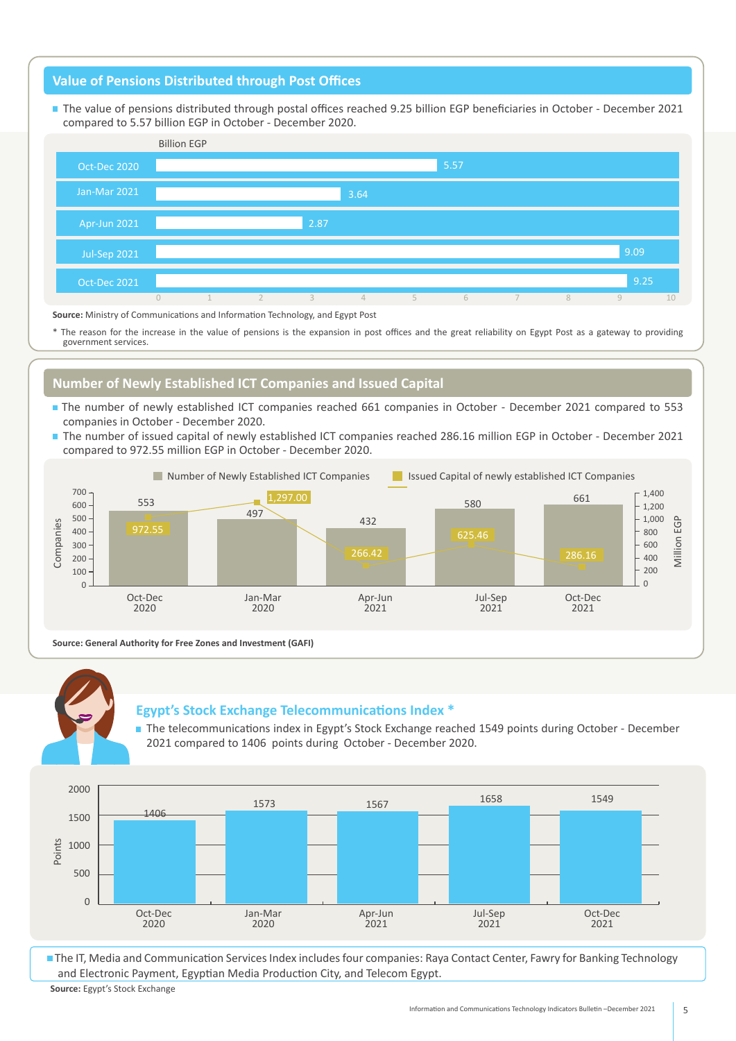## Value of Pensions Distributed through Post Offices

- The value of pensions distributed through postal offices reached 9.25 billion EGP beneficiaries in October - December 2021 compared to 5.57 billion EGP in October - December 2020.

Billion EGP

| Period | Billion EGP |
|---|---|
| Oct-Dec 2020 | 5.57 |
| Jan-Mar 2021 | 3.64 |
| Apr-Jun 2021 | 2.87 |
| Jul-Sep 2021 | 9.09 |
| Oct-Dec 2021 | 9.25 |

**Source:** Ministry of Communications and Information Technology, and Egypt Post

\* The reason for the increase in the value of pensions is the expansion in post offices and the great reliability on Egypt Post as a gateway to providing government services.

## Number of Newly Established ICT Companies and Issued Capital

- The number of newly established ICT companies reached 661 companies in October - December 2021 compared to 553 companies in October - December 2020.
- The number of issued capital of newly established ICT companies reached 286.16 million EGP in October - December 2021 compared to 972.55 million EGP in October - December 2020.

| Period | Number of Newly Established ICT Companies | Issued Capital of newly established ICT Companies (Million EGP) |
|---|---|---|
| Oct-Dec 2020 | 553 | 972.55 |
| Jan-Mar 2020 | 497 | 1,297.00 |
| Apr-Jun 2021 | 432 | 266.42 |
| Jul-Sep 2021 | 580 | 625.46 |
| Oct-Dec 2021 | 661 | 286.16 |

**Source: General Authority for Free Zones and Investment (GAFI)**

## Egypt's Stock Exchange Telecommunications Index *

- The telecommunications index in Egypt's Stock Exchange reached 1549 points during October - December 2021 compared to 1406 points during October - December 2020.

| Period | Points |
|---|---|
| Oct-Dec 2020 | 1406 |
| Jan-Mar 2020 | 1573 |
| Apr-Jun 2021 | 1567 |
| Jul-Sep 2021 | 1658 |
| Oct-Dec 2021 | 1549 |

- The IT, Media and Communication Services Index includes four companies: Raya Contact Center, Fawry for Banking Technology and Electronic Payment, Egyptian Media Production City, and Telecom Egypt.

**Source:** Egypt's Stock Exchange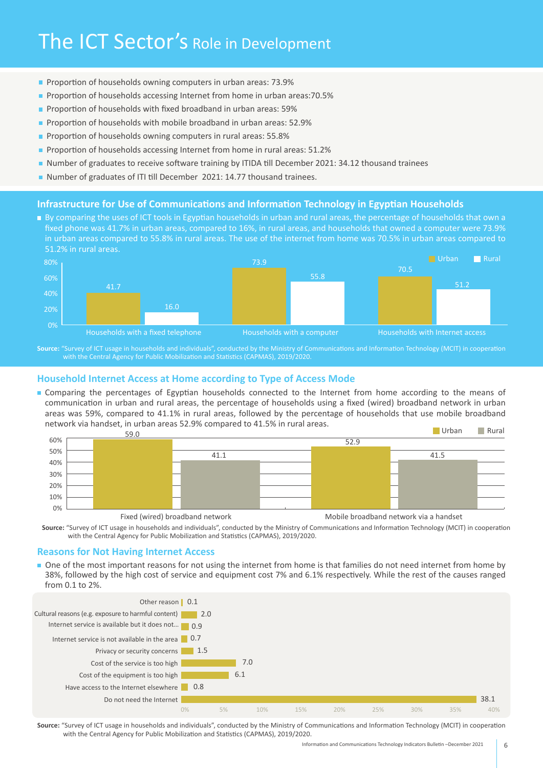# The ICT Sector's Role in Development

- Proportion of households owning computers in urban areas: 73.9%
- Proportion of households accessing Internet from home in urban areas:70.5%
- Proportion of households with fixed broadband in urban areas: 59%
- Proportion of households with mobile broadband in urban areas: 52.9%
- Proportion of households owning computers in rural areas: 55.8%
- Proportion of households accessing Internet from home in rural areas: 51.2%
- Number of graduates to receive software training by ITIDA till December 2021: 34.12 thousand trainees
- Number of graduates of ITI till December 2021: 14.77 thousand trainees.

## Infrastructure for Use of Communications and Information Technology in Egyptian Households

- By comparing the uses of ICT tools in Egyptian households in urban and rural areas, the percentage of households that own a fixed phone was 41.7% in urban areas, compared to 16%, in rural areas, and households that owned a computer were 73.9% in urban areas compared to 55.8% in rural areas. The use of the internet from home was 70.5% in urban areas compared to 51.2% in rural areas.

| | Urban | Rural |
|---|---|---|
| Households with a fixed telephone | 41.7 | 16.0 |
| Households with a computer | 73.9 | 55.8 |
| Households with Internet access | 70.5 | 51.2 |

**Source:** "Survey of ICT usage in households and individuals", conducted by the Ministry of Communications and Information Technology (MCIT) in cooperation with the Central Agency for Public Mobilization and Statistics (CAPMAS), 2019/2020.

## Household Internet Access at Home according to Type of Access Mode

- Comparing the percentages of Egyptian households connected to the Internet from home according to the means of communication in urban and rural areas, the percentage of households using a fixed (wired) broadband network in urban areas was 59%, compared to 41.1% in rural areas, followed by the percentage of households that use mobile broadband network via handset, in urban areas 52.9% compared to 41.5% in rural areas.

| | Urban | Rural |
|---|---|---|
| Fixed (wired) broadband network | 59.0 | 41.1 |
| Mobile broadband network via a handset | 52.9 | 41.5 |

**Source:** "Survey of ICT usage in households and individuals", conducted by the Ministry of Communications and Information Technology (MCIT) in cooperation with the Central Agency for Public Mobilization and Statistics (CAPMAS), 2019/2020.

## Reasons for Not Having Internet Access

- One of the most important reasons for not using the internet from home is that families do not need internet from home by 38%, followed by the high cost of service and equipment cost 7% and 6.1% respectively. While the rest of the causes ranged from 0.1 to 2%.

| Reason | % |
|---|---|
| Other reason | 0.1 |
| Cultural reasons (e.g. exposure to harmful content) | 2.0 |
| Internet service is available but it does not... | 0.9 |
| Internet service is not available in the area | 0.7 |
| Privacy or security concerns | 1.5 |
| Cost of the service is too high | 7.0 |
| Cost of the equipment is too high | 6.1 |
| Have access to the Internet elsewhere | 0.8 |
| Do not need the Internet | 38.1 |

**Source:** "Survey of ICT usage in households and individuals", conducted by the Ministry of Communications and Information Technology (MCIT) in cooperation with the Central Agency for Public Mobilization and Statistics (CAPMAS), 2019/2020.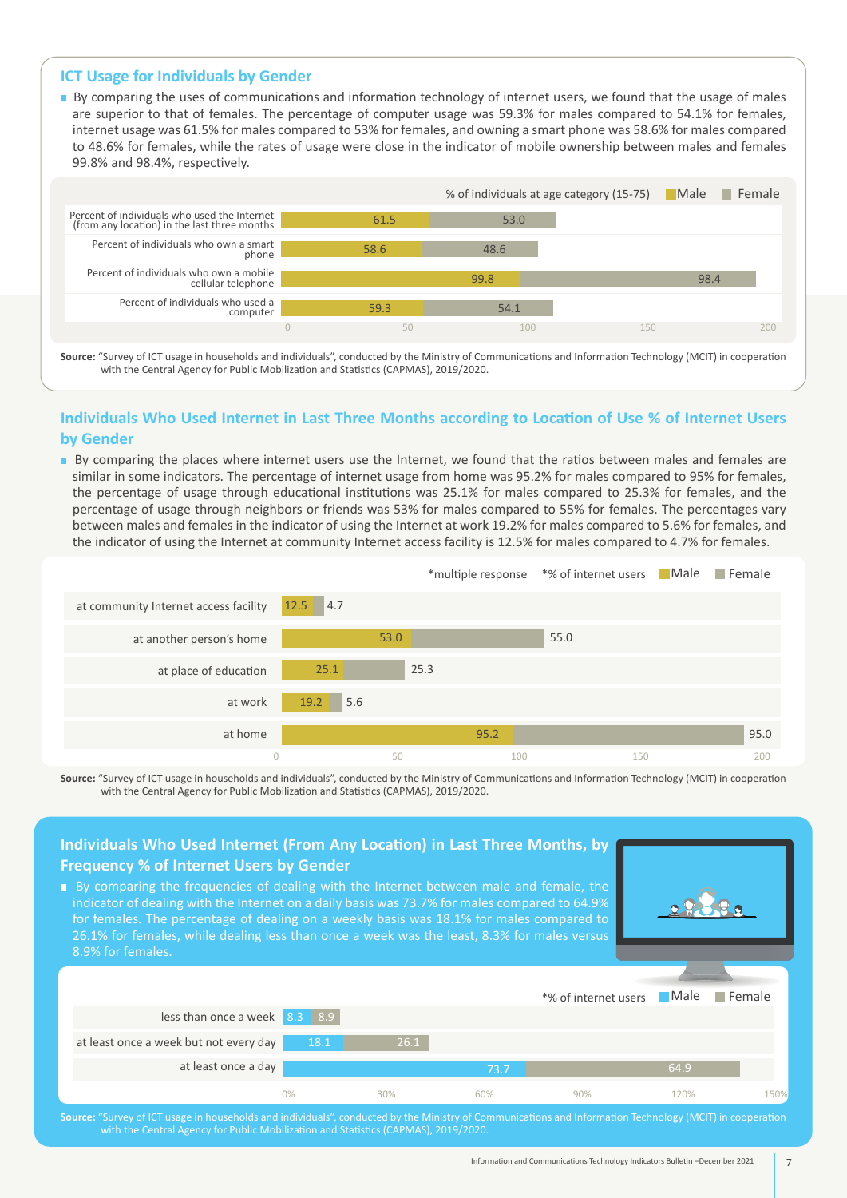## ICT Usage for Individuals by Gender

- By comparing the uses of communications and information technology of internet users, we found that the usage of males are superior to that of females. The percentage of computer usage was 59.3% for males compared to 54.1% for females, internet usage was 61.5% for males compared to 53% for females, and owning a smart phone was 58.6% for males compared to 48.6% for females, while the rates of usage were close in the indicator of mobile ownership between males and females 99.8% and 98.4%, respectively.

% of individuals at age category (15-75)

| Indicator | Male | Female |
|---|---|---|
| Percent of individuals who used the Internet (from any location) in the last three months | 61.5 | 53.0 |
| Percent of individuals who own a smart phone | 58.6 | 48.6 |
| Percent of individuals who own a mobile cellular telephone | 99.8 | 98.4 |
| Percent of individuals who used a computer | 59.3 | 54.1 |

**Source:** "Survey of ICT usage in households and individuals", conducted by the Ministry of Communications and Information Technology (MCIT) in cooperation with the Central Agency for Public Mobilization and Statistics (CAPMAS), 2019/2020.

## Individuals Who Used Internet in Last Three Months according to Location of Use % of Internet Users by Gender

- By comparing the places where internet users use the Internet, we found that the ratios between males and females are similar in some indicators. The percentage of internet usage from home was 95.2% for males compared to 95% for females, the percentage of usage through educational institutions was 25.1% for males compared to 25.3% for females, and the percentage of usage through neighbors or friends was 53% for males compared to 55% for females. The percentages vary between males and females in the indicator of using the Internet at work 19.2% for males compared to 5.6% for females, and the indicator of using the Internet at community Internet access facility is 12.5% for males compared to 4.7% for females.

*multiple response *% of internet users

| Location | Male | Female |
|---|---|---|
| at community Internet access facility | 12.5 | 4.7 |
| at another person's home | 53.0 | 55.0 |
| at place of education | 25.1 | 25.3 |
| at work | 19.2 | 5.6 |
| at home | 95.2 | 95.0 |

**Source:** "Survey of ICT usage in households and individuals", conducted by the Ministry of Communications and Information Technology (MCIT) in cooperation with the Central Agency for Public Mobilization and Statistics (CAPMAS), 2019/2020.

## Individuals Who Used Internet (From Any Location) in Last Three Months, by Frequency % of Internet Users by Gender

- By comparing the frequencies of dealing with the Internet between male and female, the indicator of dealing with the Internet on a daily basis was 73.7% for males compared to 64.9% for females. The percentage of dealing on a weekly basis was 18.1% for males compared to 26.1% for females, while dealing less than once a week was the least, 8.3% for males versus 8.9% for females.

*% of internet users

| Frequency | Male | Female |
|---|---|---|
| less than once a week | 8.3 | 8.9 |
| at least once a week but not every day | 18.1 | 26.1 |
| at least once a day | 73.7 | 64.9 |

**Source:** "Survey of ICT usage in households and individuals", conducted by the Ministry of Communications and Information Technology (MCIT) in cooperation with the Central Agency for Public Mobilization and Statistics (CAPMAS), 2019/2020.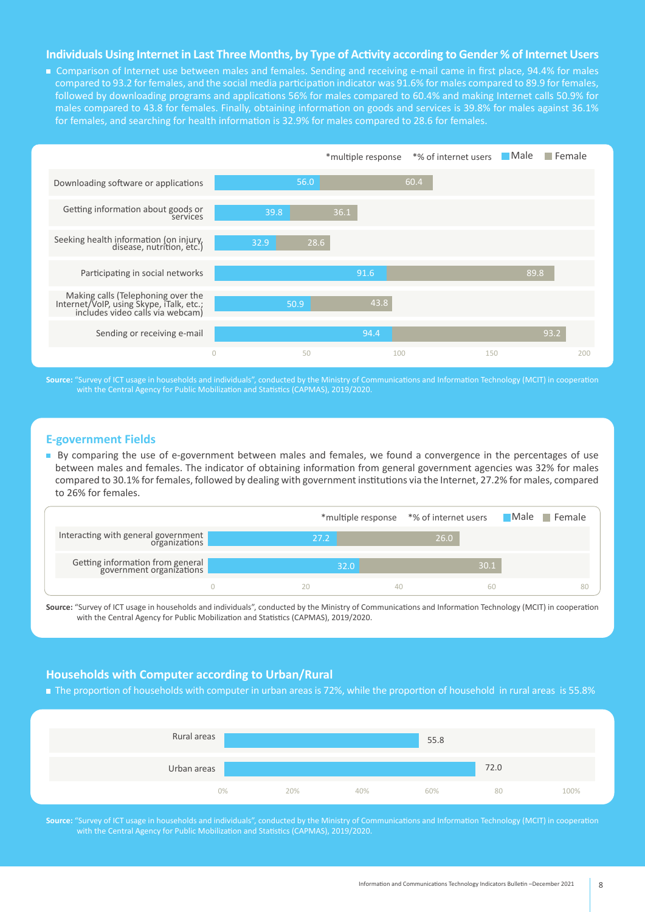## Individuals Using Internet in Last Three Months, by Type of Activity according to Gender % of Internet Users

- Comparison of Internet use between males and females. Sending and receiving e-mail came in first place, 94.4% for males compared to 93.2 for females, and the social media participation indicator was 91.6% for males compared to 89.9 for females, followed by downloading programs and applications 56% for males compared to 60.4% and making Internet calls 50.9% for males compared to 43.8 for females. Finally, obtaining information on goods and services is 39.8% for males against 36.1% for females, and searching for health information is 32.9% for males compared to 28.6 for females.

*multiple response *% of internet users

| Activity | Male | Female |
|---|---|---|
| Downloading software or applications | 56.0 | 60.4 |
| Getting information about goods or services | 39.8 | 36.1 |
| Seeking health information (on injury, disease, nutrition, etc.) | 32.9 | 28.6 |
| Participating in social networks | 91.6 | 89.8 |
| Making calls (Telephoning over the Internet/VoIP, using Skype, iTalk, etc.; includes video calls via webcam) | 50.9 | 43.8 |
| Sending or receiving e-mail | 94.4 | 93.2 |

**Source:** "Survey of ICT usage in households and individuals", conducted by the Ministry of Communications and Information Technology (MCIT) in cooperation with the Central Agency for Public Mobilization and Statistics (CAPMAS), 2019/2020.

## E-government Fields

- By comparing the use of e-government between males and females, we found a convergence in the percentages of use between males and females. The indicator of obtaining information from general government agencies was 32% for males compared to 30.1% for females, followed by dealing with government institutions via the Internet, 27.2% for males, compared to 26% for females.

*multiple response *% of internet users

| Field | Male | Female |
|---|---|---|
| Interacting with general government organizations | 27.2 | 26.0 |
| Getting information from general government organizations | 32.0 | 30.1 |

**Source:** "Survey of ICT usage in households and individuals", conducted by the Ministry of Communications and Information Technology (MCIT) in cooperation with the Central Agency for Public Mobilization and Statistics (CAPMAS), 2019/2020.

## Households with Computer according to Urban/Rural

- The proportion of households with computer in urban areas is 72%, while the proportion of household in rural areas is 55.8%

| Area | % |
|---|---|
| Rural areas | 55.8 |
| Urban areas | 72.0 |

**Source:** "Survey of ICT usage in households and individuals", conducted by the Ministry of Communications and Information Technology (MCIT) in cooperation with the Central Agency for Public Mobilization and Statistics (CAPMAS), 2019/2020.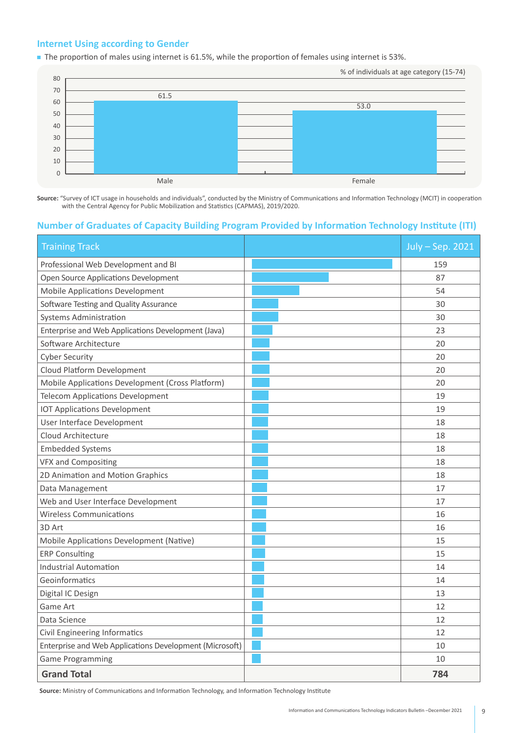## Internet Using according to Gender

- The proportion of males using internet is 61.5%, while the proportion of females using internet is 53%.

% of individuals at age category (15-74)

| | Male | Female |
|---|---|---|
| % | 61.5 | 53.0 |

**Source:** "Survey of ICT usage in households and individuals", conducted by the Ministry of Communications and Information Technology (MCIT) in cooperation with the Central Agency for Public Mobilization and Statistics (CAPMAS), 2019/2020.

## Number of Graduates of Capacity Building Program Provided by Information Technology Institute (ITI)

| Training Track | July – Sep. 2021 |
|---|---|
| Professional Web Development and BI | 159 |
| Open Source Applications Development | 87 |
| Mobile Applications Development | 54 |
| Software Testing and Quality Assurance | 30 |
| Systems Administration | 30 |
| Enterprise and Web Applications Development (Java) | 23 |
| Software Architecture | 20 |
| Cyber Security | 20 |
| Cloud Platform Development | 20 |
| Mobile Applications Development (Cross Platform) | 20 |
| Telecom Applications Development | 19 |
| IOT Applications Development | 19 |
| User Interface Development | 18 |
| Cloud Architecture | 18 |
| Embedded Systems | 18 |
| VFX and Compositing | 18 |
| 2D Animation and Motion Graphics | 18 |
| Data Management | 17 |
| Web and User Interface Development | 17 |
| Wireless Communications | 16 |
| 3D Art | 16 |
| Mobile Applications Development (Native) | 15 |
| ERP Consulting | 15 |
| Industrial Automation | 14 |
| Geoinformatics | 14 |
| Digital IC Design | 13 |
| Game Art | 12 |
| Data Science | 12 |
| Civil Engineering Informatics | 12 |
| Enterprise and Web Applications Development (Microsoft) | 10 |
| Game Programming | 10 |
| **Grand Total** | **784** |

**Source:** Ministry of Communications and Information Technology, and Information Technology Institute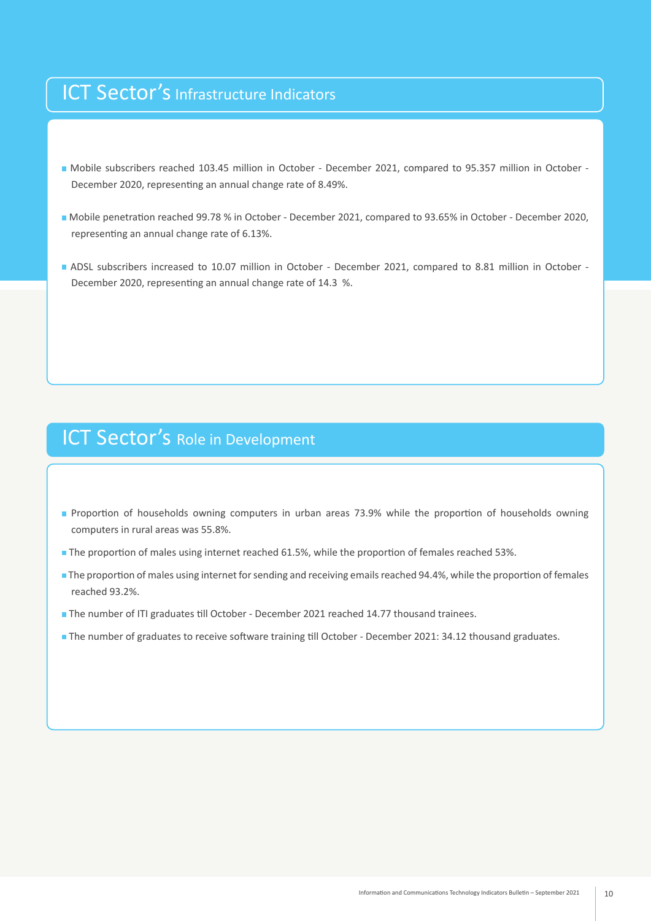## ICT Sector's Infrastructure Indicators

- Mobile subscribers reached 103.45 million in October - December 2021, compared to 95.357 million in October - December 2020, representing an annual change rate of 8.49%.
- Mobile penetration reached 99.78 % in October - December 2021, compared to 93.65% in October - December 2020, representing an annual change rate of 6.13%.
- ADSL subscribers increased to 10.07 million in October - December 2021, compared to 8.81 million in October - December 2020, representing an annual change rate of 14.3 %.

## ICT Sector's Role in Development

- Proportion of households owning computers in urban areas 73.9% while the proportion of households owning computers in rural areas was 55.8%.
- The proportion of males using internet reached 61.5%, while the proportion of females reached 53%.
- The proportion of males using internet for sending and receiving emails reached 94.4%, while the proportion of females reached 93.2%.
- The number of ITI graduates till October - December 2021 reached 14.77 thousand trainees.
- The number of graduates to receive software training till October - December 2021: 34.12 thousand graduates.